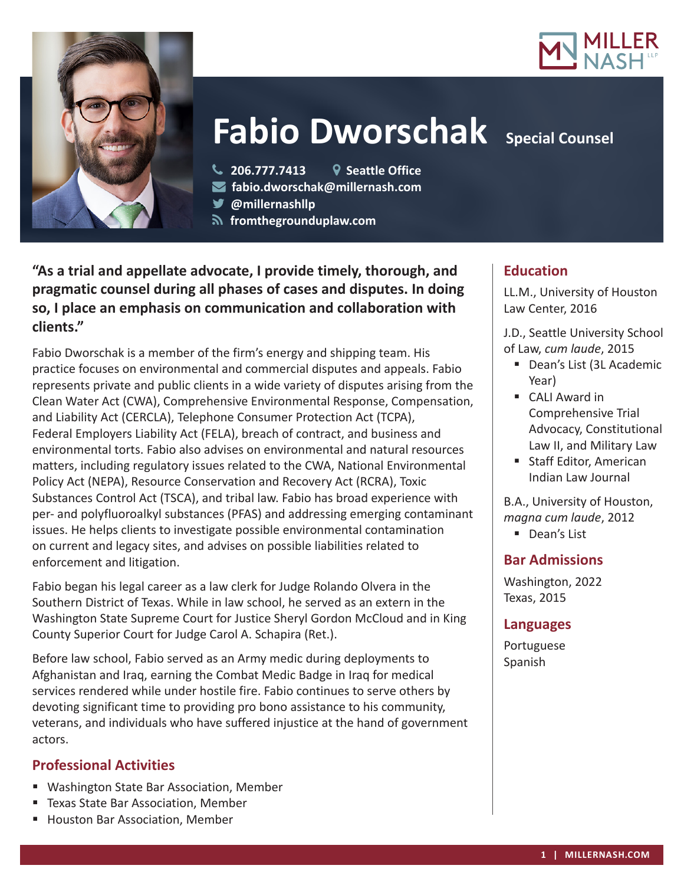# Fabio Dworschak

## Special Counsel

206.777.7413
Seattle Office
fabio.dworschak@millernash.com
@millernashllp
fromthegrounduplaw.com

**"As a trial and appellate advocate, I provide timely, thorough, and pragmatic counsel during all phases of cases and disputes. In doing so, I place an emphasis on communication and collaboration with clients."**

Fabio Dworschak is a member of the firm's energy and shipping team. His practice focuses on environmental and commercial disputes and appeals. Fabio represents private and public clients in a wide variety of disputes arising from the Clean Water Act (CWA), Comprehensive Environmental Response, Compensation, and Liability Act (CERCLA), Telephone Consumer Protection Act (TCPA), Federal Employers Liability Act (FELA), breach of contract, and business and environmental torts. Fabio also advises on environmental and natural resources matters, including regulatory issues related to the CWA, National Environmental Policy Act (NEPA), Resource Conservation and Recovery Act (RCRA), Toxic Substances Control Act (TSCA), and tribal law. Fabio has broad experience with per- and polyfluoroalkyl substances (PFAS) and addressing emerging contaminant issues. He helps clients to investigate possible environmental contamination on current and legacy sites, and advises on possible liabilities related to enforcement and litigation.

Fabio began his legal career as a law clerk for Judge Rolando Olvera in the Southern District of Texas. While in law school, he served as an extern in the Washington State Supreme Court for Justice Sheryl Gordon McCloud and in King County Superior Court for Judge Carol A. Schapira (Ret.).

Before law school, Fabio served as an Army medic during deployments to Afghanistan and Iraq, earning the Combat Medic Badge in Iraq for medical services rendered while under hostile fire. Fabio continues to serve others by devoting significant time to providing pro bono assistance to his community, veterans, and individuals who have suffered injustice at the hand of government actors.

## Professional Activities

- Washington State Bar Association, Member
- Texas State Bar Association, Member
- Houston Bar Association, Member

## Education

LL.M., University of Houston Law Center, 2016

J.D., Seattle University School of Law, *cum laude*, 2015

- Dean's List (3L Academic Year)
- CALI Award in Comprehensive Trial Advocacy, Constitutional Law II, and Military Law
- Staff Editor, American Indian Law Journal

B.A., University of Houston, *magna cum laude*, 2012

- Dean's List

## Bar Admissions

Washington, 2022
Texas, 2015

## Languages

Portuguese
Spanish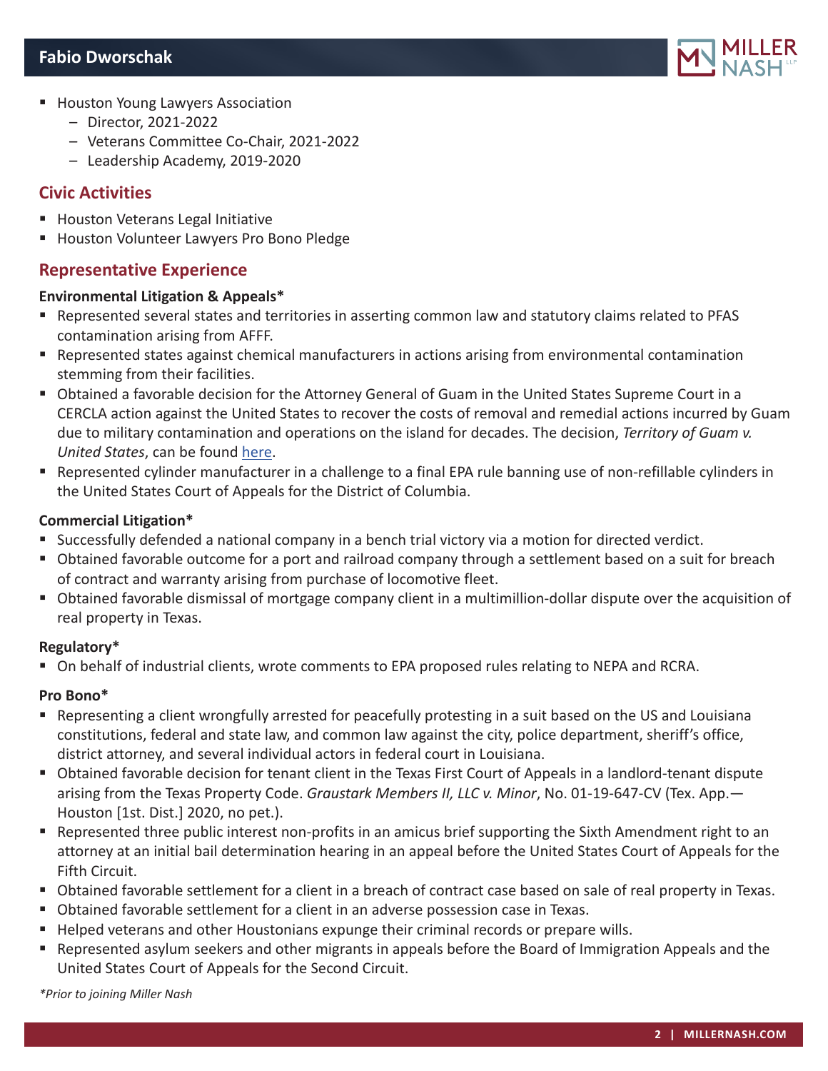- Houston Young Lawyers Association
  - Director, 2021-2022
  - Veterans Committee Co-Chair, 2021-2022
  - Leadership Academy, 2019-2020

## Civic Activities

- Houston Veterans Legal Initiative
- Houston Volunteer Lawyers Pro Bono Pledge

## Representative Experience

**Environmental Litigation & Appeals***

- Represented several states and territories in asserting common law and statutory claims related to PFAS contamination arising from AFFF.
- Represented states against chemical manufacturers in actions arising from environmental contamination stemming from their facilities.
- Obtained a favorable decision for the Attorney General of Guam in the United States Supreme Court in a CERCLA action against the United States to recover the costs of removal and remedial actions incurred by Guam due to military contamination and operations on the island for decades. The decision, *Territory of Guam v. United States*, can be found here.
- Represented cylinder manufacturer in a challenge to a final EPA rule banning use of non-refillable cylinders in the United States Court of Appeals for the District of Columbia.

**Commercial Litigation***

- Successfully defended a national company in a bench trial victory via a motion for directed verdict.
- Obtained favorable outcome for a port and railroad company through a settlement based on a suit for breach of contract and warranty arising from purchase of locomotive fleet.
- Obtained favorable dismissal of mortgage company client in a multimillion-dollar dispute over the acquisition of real property in Texas.

**Regulatory***

- On behalf of industrial clients, wrote comments to EPA proposed rules relating to NEPA and RCRA.

**Pro Bono***

- Representing a client wrongfully arrested for peacefully protesting in a suit based on the US and Louisiana constitutions, federal and state law, and common law against the city, police department, sheriff's office, district attorney, and several individual actors in federal court in Louisiana.
- Obtained favorable decision for tenant client in the Texas First Court of Appeals in a landlord-tenant dispute arising from the Texas Property Code. *Graustark Members II, LLC v. Minor*, No. 01-19-647-CV (Tex. App.—Houston [1st. Dist.] 2020, no pet.).
- Represented three public interest non-profits in an amicus brief supporting the Sixth Amendment right to an attorney at an initial bail determination hearing in an appeal before the United States Court of Appeals for the Fifth Circuit.
- Obtained favorable settlement for a client in a breach of contract case based on sale of real property in Texas.
- Obtained favorable settlement for a client in an adverse possession case in Texas.
- Helped veterans and other Houstonians expunge their criminal records or prepare wills.
- Represented asylum seekers and other migrants in appeals before the Board of Immigration Appeals and the United States Court of Appeals for the Second Circuit.

*\*Prior to joining Miller Nash*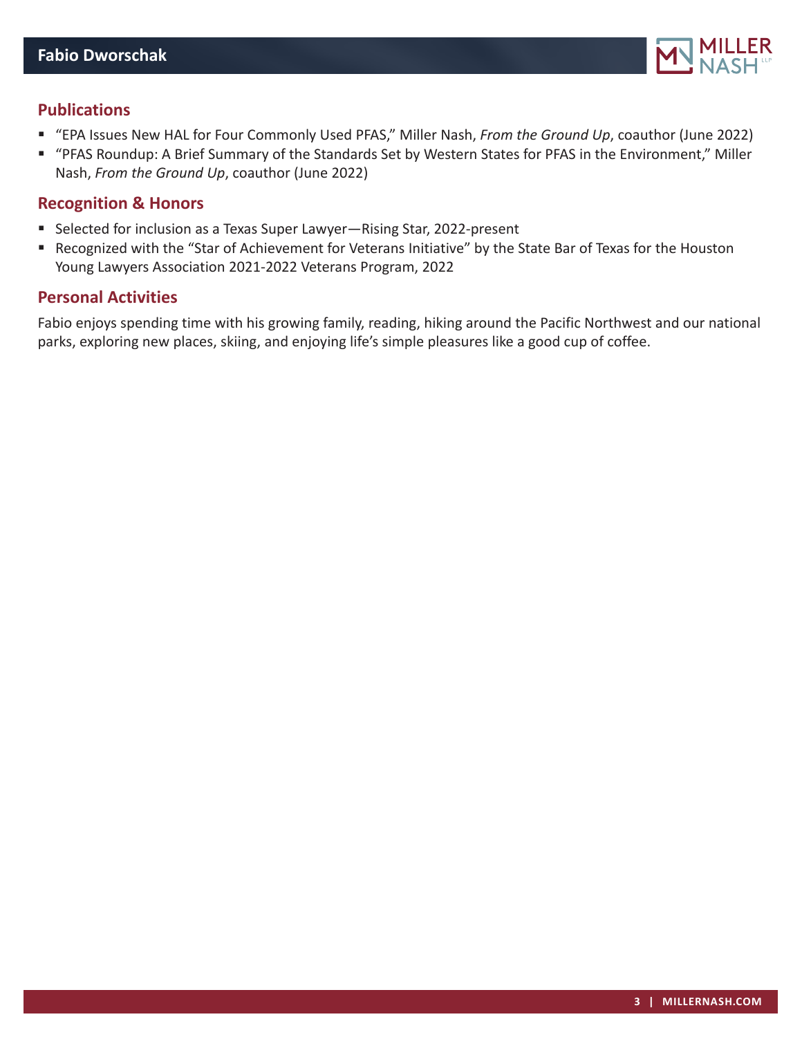## Publications

- "EPA Issues New HAL for Four Commonly Used PFAS," Miller Nash, *From the Ground Up*, coauthor (June 2022)
- "PFAS Roundup: A Brief Summary of the Standards Set by Western States for PFAS in the Environment," Miller Nash, *From the Ground Up*, coauthor (June 2022)

## Recognition & Honors

- Selected for inclusion as a Texas Super Lawyer—Rising Star, 2022-present
- Recognized with the "Star of Achievement for Veterans Initiative" by the State Bar of Texas for the Houston Young Lawyers Association 2021-2022 Veterans Program, 2022

## Personal Activities

Fabio enjoys spending time with his growing family, reading, hiking around the Pacific Northwest and our national parks, exploring new places, skiing, and enjoying life's simple pleasures like a good cup of coffee.